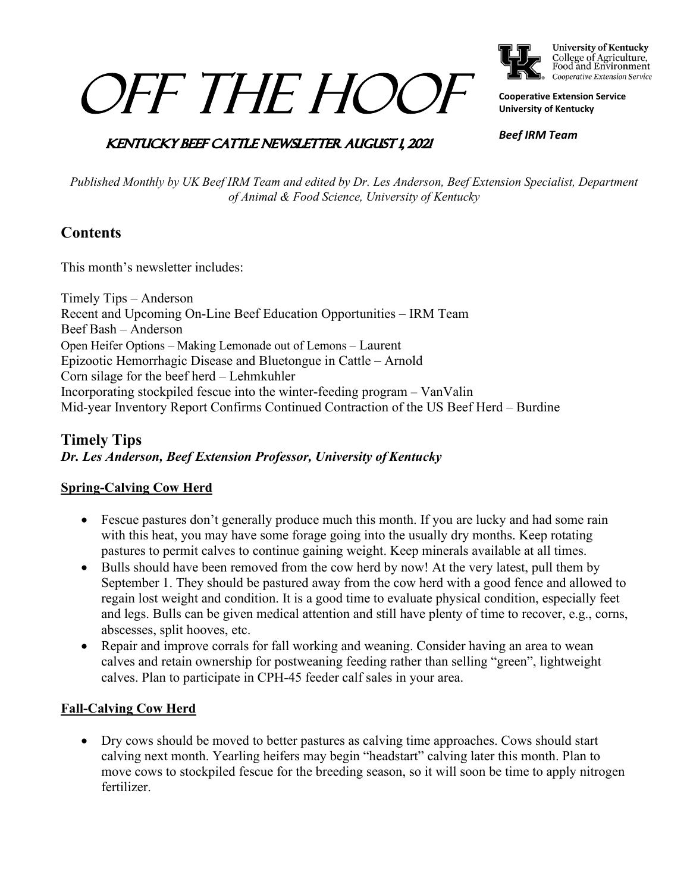# OFF THE HOOF

University of Kentucky
College of Agriculture, Food and Environment
Cooperative Extension Service

**Cooperative Extension Service**
**University of Kentucky**

***Beef IRM Team***

## KENTUCKY BEEF CATTLE NEWSLETTER AUGUST 1, 2021

*Published Monthly by UK Beef IRM Team and edited by Dr. Les Anderson, Beef Extension Specialist, Department of Animal & Food Science, University of Kentucky*

## Contents

This month's newsletter includes:

Timely Tips – Anderson
Recent and Upcoming On-Line Beef Education Opportunities – IRM Team
Beef Bash – Anderson
Open Heifer Options – Making Lemonade out of Lemons – Laurent
Epizootic Hemorrhagic Disease and Bluetongue in Cattle – Arnold
Corn silage for the beef herd – Lehmkuhler
Incorporating stockpiled fescue into the winter-feeding program – VanValin
Mid-year Inventory Report Confirms Continued Contraction of the US Beef Herd – Burdine

## Timely Tips

***Dr. Les Anderson, Beef Extension Professor, University of Kentucky***

### Spring-Calving Cow Herd

- Fescue pastures don't generally produce much this month. If you are lucky and had some rain with this heat, you may have some forage going into the usually dry months. Keep rotating pastures to permit calves to continue gaining weight. Keep minerals available at all times.
- Bulls should have been removed from the cow herd by now! At the very latest, pull them by September 1. They should be pastured away from the cow herd with a good fence and allowed to regain lost weight and condition. It is a good time to evaluate physical condition, especially feet and legs. Bulls can be given medical attention and still have plenty of time to recover, e.g., corns, abscesses, split hooves, etc.
- Repair and improve corrals for fall working and weaning. Consider having an area to wean calves and retain ownership for postweaning feeding rather than selling "green", lightweight calves. Plan to participate in CPH-45 feeder calf sales in your area.

### Fall-Calving Cow Herd

- Dry cows should be moved to better pastures as calving time approaches. Cows should start calving next month. Yearling heifers may begin "headstart" calving later this month. Plan to move cows to stockpiled fescue for the breeding season, so it will soon be time to apply nitrogen fertilizer.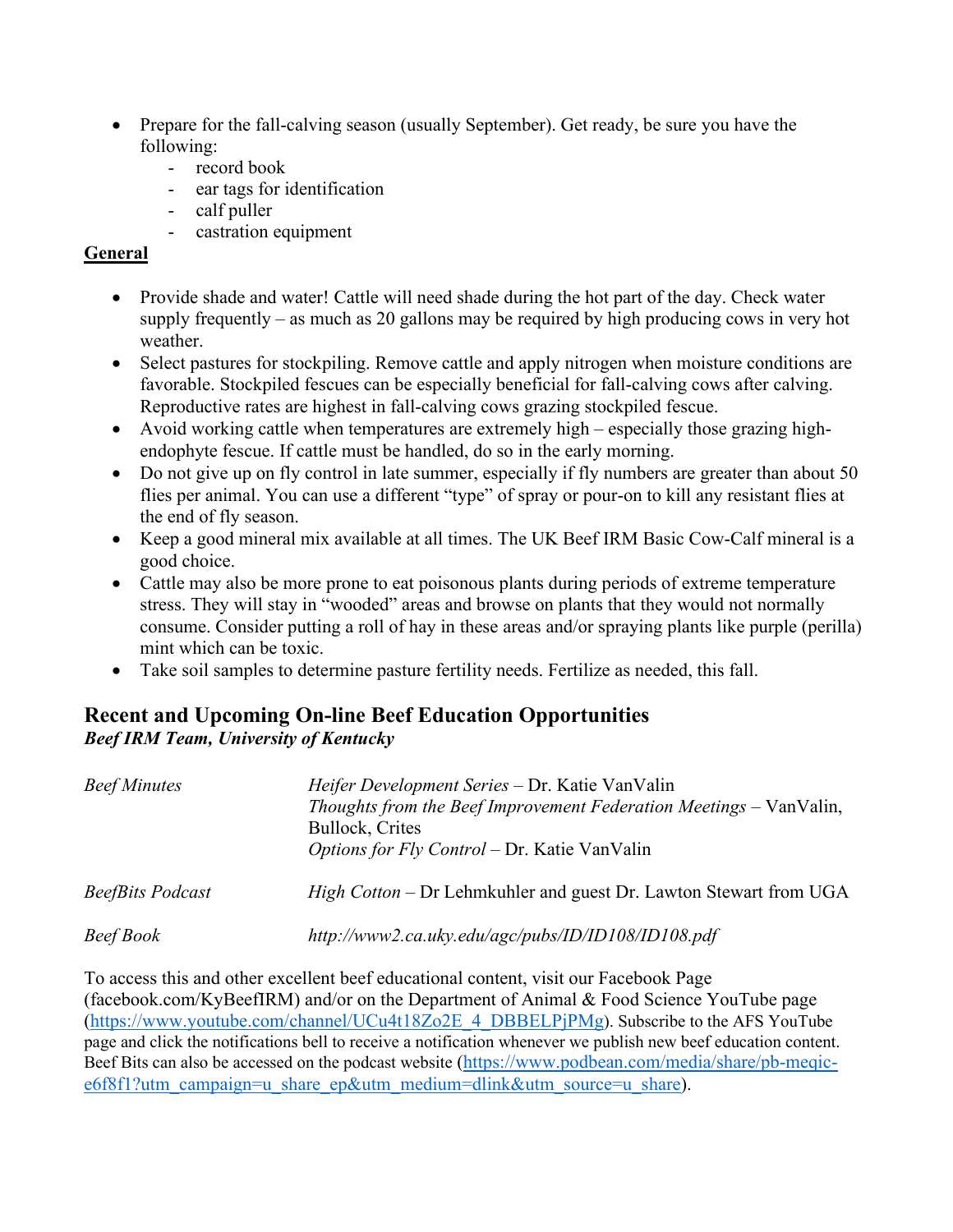- Prepare for the fall-calving season (usually September). Get ready, be sure you have the following:
  - record book
  - ear tags for identification
  - calf puller
  - castration equipment

**General**

- Provide shade and water! Cattle will need shade during the hot part of the day. Check water supply frequently – as much as 20 gallons may be required by high producing cows in very hot weather.
- Select pastures for stockpiling. Remove cattle and apply nitrogen when moisture conditions are favorable. Stockpiled fescues can be especially beneficial for fall-calving cows after calving. Reproductive rates are highest in fall-calving cows grazing stockpiled fescue.
- Avoid working cattle when temperatures are extremely high – especially those grazing high-endophyte fescue. If cattle must be handled, do so in the early morning.
- Do not give up on fly control in late summer, especially if fly numbers are greater than about 50 flies per animal. You can use a different "type" of spray or pour-on to kill any resistant flies at the end of fly season.
- Keep a good mineral mix available at all times. The UK Beef IRM Basic Cow-Calf mineral is a good choice.
- Cattle may also be more prone to eat poisonous plants during periods of extreme temperature stress. They will stay in "wooded" areas and browse on plants that they would not normally consume. Consider putting a roll of hay in these areas and/or spraying plants like purple (perilla) mint which can be toxic.
- Take soil samples to determine pasture fertility needs. Fertilize as needed, this fall.

## Recent and Upcoming On-line Beef Education Opportunities

***Beef IRM Team, University of Kentucky***

| | |
|---|---|
| *Beef Minutes* | *Heifer Development Series* – Dr. Katie VanValin<br>*Thoughts from the Beef Improvement Federation Meetings* – VanValin, Bullock, Crites<br>*Options for Fly Control* – Dr. Katie VanValin |
| *BeefBits Podcast* | *High Cotton* – Dr Lehmkuhler and guest Dr. Lawton Stewart from UGA |
| *Beef Book* | *http://www2.ca.uky.edu/agc/pubs/ID/ID108/ID108.pdf* |

To access this and other excellent beef educational content, visit our Facebook Page (facebook.com/KyBeefIRM) and/or on the Department of Animal & Food Science YouTube page (https://www.youtube.com/channel/UCu4t18Zo2E_4_DBBELPjPMg). Subscribe to the AFS YouTube page and click the notifications bell to receive a notification whenever we publish new beef education content. Beef Bits can also be accessed on the podcast website (https://www.podbean.com/media/share/pb-meqic-e6f8f1?utm_campaign=u_share_ep&utm_medium=dlink&utm_source=u_share).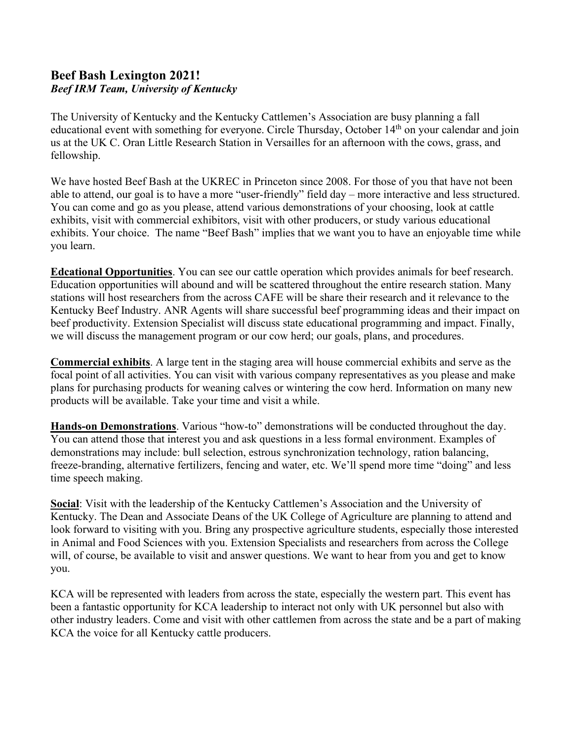## Beef Bash Lexington 2021!
***Beef IRM Team, University of Kentucky***

The University of Kentucky and the Kentucky Cattlemen's Association are busy planning a fall educational event with something for everyone. Circle Thursday, October 14th on your calendar and join us at the UK C. Oran Little Research Station in Versailles for an afternoon with the cows, grass, and fellowship.

We have hosted Beef Bash at the UKREC in Princeton since 2008. For those of you that have not been able to attend, our goal is to have a more "user-friendly" field day – more interactive and less structured. You can come and go as you please, attend various demonstrations of your choosing, look at cattle exhibits, visit with commercial exhibitors, visit with other producers, or study various educational exhibits. Your choice. The name "Beef Bash" implies that we want you to have an enjoyable time while you learn.

**Edcational Opportunities**. You can see our cattle operation which provides animals for beef research. Education opportunities will abound and will be scattered throughout the entire research station. Many stations will host researchers from the across CAFE will be share their research and it relevance to the Kentucky Beef Industry. ANR Agents will share successful beef programming ideas and their impact on beef productivity. Extension Specialist will discuss state educational programming and impact. Finally, we will discuss the management program or our cow herd; our goals, plans, and procedures.

**Commercial exhibits**. A large tent in the staging area will house commercial exhibits and serve as the focal point of all activities. You can visit with various company representatives as you please and make plans for purchasing products for weaning calves or wintering the cow herd. Information on many new products will be available. Take your time and visit a while.

**Hands-on Demonstrations**. Various "how-to" demonstrations will be conducted throughout the day. You can attend those that interest you and ask questions in a less formal environment. Examples of demonstrations may include: bull selection, estrous synchronization technology, ration balancing, freeze-branding, alternative fertilizers, fencing and water, etc. We'll spend more time "doing" and less time speech making.

**Social**: Visit with the leadership of the Kentucky Cattlemen's Association and the University of Kentucky. The Dean and Associate Deans of the UK College of Agriculture are planning to attend and look forward to visiting with you. Bring any prospective agriculture students, especially those interested in Animal and Food Sciences with you. Extension Specialists and researchers from across the College will, of course, be available to visit and answer questions. We want to hear from you and get to know you.

KCA will be represented with leaders from across the state, especially the western part. This event has been a fantastic opportunity for KCA leadership to interact not only with UK personnel but also with other industry leaders. Come and visit with other cattlemen from across the state and be a part of making KCA the voice for all Kentucky cattle producers.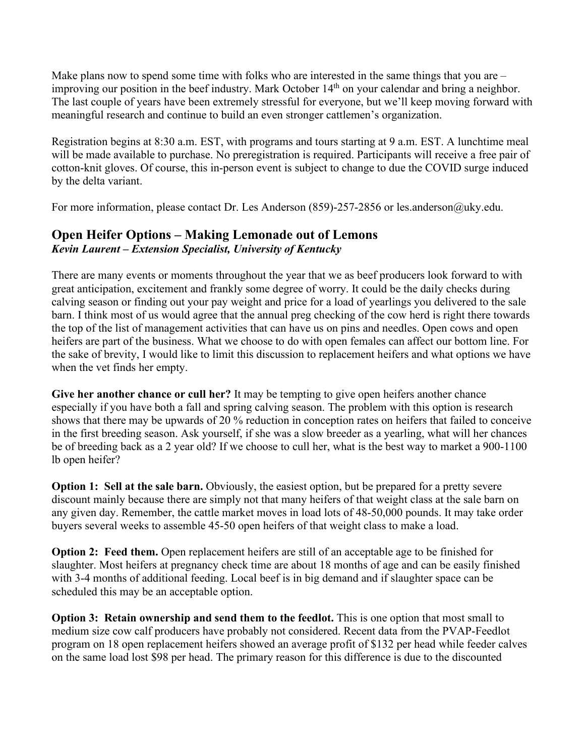Make plans now to spend some time with folks who are interested in the same things that you are – improving our position in the beef industry. Mark October 14th on your calendar and bring a neighbor. The last couple of years have been extremely stressful for everyone, but we'll keep moving forward with meaningful research and continue to build an even stronger cattlemen's organization.

Registration begins at 8:30 a.m. EST, with programs and tours starting at 9 a.m. EST. A lunchtime meal will be made available to purchase. No preregistration is required. Participants will receive a free pair of cotton-knit gloves. Of course, this in-person event is subject to change to due the COVID surge induced by the delta variant.

For more information, please contact Dr. Les Anderson (859)-257-2856 or les.anderson@uky.edu.

## Open Heifer Options – Making Lemonade out of Lemons

***Kevin Laurent – Extension Specialist, University of Kentucky***

There are many events or moments throughout the year that we as beef producers look forward to with great anticipation, excitement and frankly some degree of worry. It could be the daily checks during calving season or finding out your pay weight and price for a load of yearlings you delivered to the sale barn. I think most of us would agree that the annual preg checking of the cow herd is right there towards the top of the list of management activities that can have us on pins and needles. Open cows and open heifers are part of the business. What we choose to do with open females can affect our bottom line. For the sake of brevity, I would like to limit this discussion to replacement heifers and what options we have when the vet finds her empty.

**Give her another chance or cull her?** It may be tempting to give open heifers another chance especially if you have both a fall and spring calving season. The problem with this option is research shows that there may be upwards of 20 % reduction in conception rates on heifers that failed to conceive in the first breeding season. Ask yourself, if she was a slow breeder as a yearling, what will her chances be of breeding back as a 2 year old? If we choose to cull her, what is the best way to market a 900-1100 lb open heifer?

**Option 1: Sell at the sale barn.** Obviously, the easiest option, but be prepared for a pretty severe discount mainly because there are simply not that many heifers of that weight class at the sale barn on any given day. Remember, the cattle market moves in load lots of 48-50,000 pounds. It may take order buyers several weeks to assemble 45-50 open heifers of that weight class to make a load.

**Option 2: Feed them.** Open replacement heifers are still of an acceptable age to be finished for slaughter. Most heifers at pregnancy check time are about 18 months of age and can be easily finished with 3-4 months of additional feeding. Local beef is in big demand and if slaughter space can be scheduled this may be an acceptable option.

**Option 3: Retain ownership and send them to the feedlot.** This is one option that most small to medium size cow calf producers have probably not considered. Recent data from the PVAP-Feedlot program on 18 open replacement heifers showed an average profit of $132 per head while feeder calves on the same load lost $98 per head. The primary reason for this difference is due to the discounted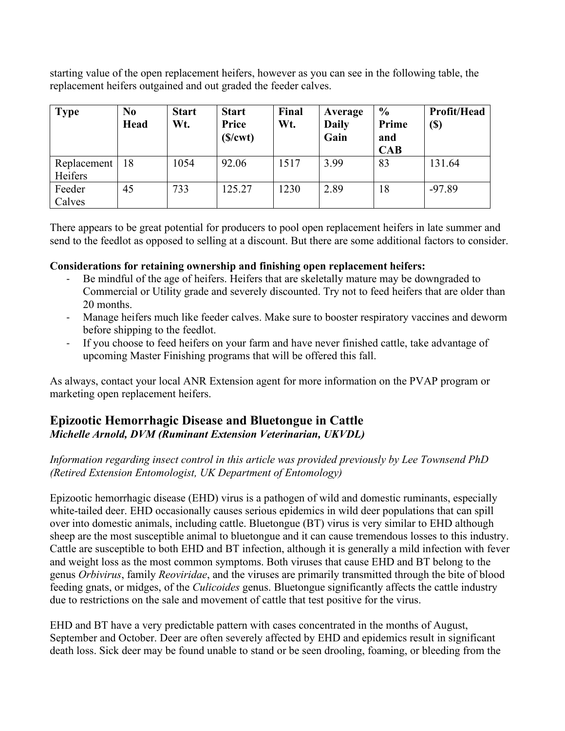starting value of the open replacement heifers, however as you can see in the following table, the replacement heifers outgained and out graded the feeder calves.

| Type | No Head | Start Wt. | Start Price ($/cwt) | Final Wt. | Average Daily Gain | % Prime and CAB | Profit/Head ($) |
|---|---|---|---|---|---|---|---|
| Replacement Heifers | 18 | 1054 | 92.06 | 1517 | 3.99 | 83 | 131.64 |
| Feeder Calves | 45 | 733 | 125.27 | 1230 | 2.89 | 18 | -97.89 |

There appears to be great potential for producers to pool open replacement heifers in late summer and send to the feedlot as opposed to selling at a discount. But there are some additional factors to consider.

**Considerations for retaining ownership and finishing open replacement heifers:**

- Be mindful of the age of heifers. Heifers that are skeletally mature may be downgraded to Commercial or Utility grade and severely discounted. Try not to feed heifers that are older than 20 months.
- Manage heifers much like feeder calves. Make sure to booster respiratory vaccines and deworm before shipping to the feedlot.
- If you choose to feed heifers on your farm and have never finished cattle, take advantage of upcoming Master Finishing programs that will be offered this fall.

As always, contact your local ANR Extension agent for more information on the PVAP program or marketing open replacement heifers.

## Epizootic Hemorrhagic Disease and Bluetongue in Cattle

***Michelle Arnold, DVM (Ruminant Extension Veterinarian, UKVDL)***

*Information regarding insect control in this article was provided previously by Lee Townsend PhD (Retired Extension Entomologist, UK Department of Entomology)*

Epizootic hemorrhagic disease (EHD) virus is a pathogen of wild and domestic ruminants, especially white-tailed deer. EHD occasionally causes serious epidemics in wild deer populations that can spill over into domestic animals, including cattle. Bluetongue (BT) virus is very similar to EHD although sheep are the most susceptible animal to bluetongue and it can cause tremendous losses to this industry. Cattle are susceptible to both EHD and BT infection, although it is generally a mild infection with fever and weight loss as the most common symptoms. Both viruses that cause EHD and BT belong to the genus *Orbivirus*, family *Reoviridae*, and the viruses are primarily transmitted through the bite of blood feeding gnats, or midges, of the *Culicoides* genus. Bluetongue significantly affects the cattle industry due to restrictions on the sale and movement of cattle that test positive for the virus.

EHD and BT have a very predictable pattern with cases concentrated in the months of August, September and October. Deer are often severely affected by EHD and epidemics result in significant death loss. Sick deer may be found unable to stand or be seen drooling, foaming, or bleeding from the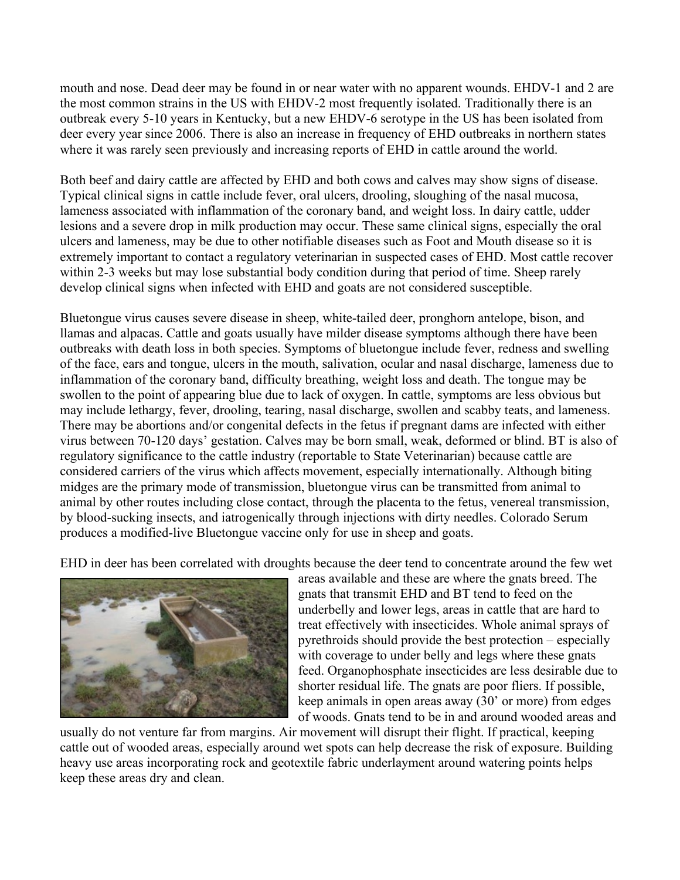mouth and nose. Dead deer may be found in or near water with no apparent wounds. EHDV-1 and 2 are the most common strains in the US with EHDV-2 most frequently isolated. Traditionally there is an outbreak every 5-10 years in Kentucky, but a new EHDV-6 serotype in the US has been isolated from deer every year since 2006. There is also an increase in frequency of EHD outbreaks in northern states where it was rarely seen previously and increasing reports of EHD in cattle around the world.

Both beef and dairy cattle are affected by EHD and both cows and calves may show signs of disease. Typical clinical signs in cattle include fever, oral ulcers, drooling, sloughing of the nasal mucosa, lameness associated with inflammation of the coronary band, and weight loss. In dairy cattle, udder lesions and a severe drop in milk production may occur. These same clinical signs, especially the oral ulcers and lameness, may be due to other notifiable diseases such as Foot and Mouth disease so it is extremely important to contact a regulatory veterinarian in suspected cases of EHD. Most cattle recover within 2-3 weeks but may lose substantial body condition during that period of time. Sheep rarely develop clinical signs when infected with EHD and goats are not considered susceptible.

Bluetongue virus causes severe disease in sheep, white-tailed deer, pronghorn antelope, bison, and llamas and alpacas. Cattle and goats usually have milder disease symptoms although there have been outbreaks with death loss in both species. Symptoms of bluetongue include fever, redness and swelling of the face, ears and tongue, ulcers in the mouth, salivation, ocular and nasal discharge, lameness due to inflammation of the coronary band, difficulty breathing, weight loss and death. The tongue may be swollen to the point of appearing blue due to lack of oxygen. In cattle, symptoms are less obvious but may include lethargy, fever, drooling, tearing, nasal discharge, swollen and scabby teats, and lameness. There may be abortions and/or congenital defects in the fetus if pregnant dams are infected with either virus between 70-120 days' gestation. Calves may be born small, weak, deformed or blind. BT is also of regulatory significance to the cattle industry (reportable to State Veterinarian) because cattle are considered carriers of the virus which affects movement, especially internationally. Although biting midges are the primary mode of transmission, bluetongue virus can be transmitted from animal to animal by other routes including close contact, through the placenta to the fetus, venereal transmission, by blood-sucking insects, and iatrogenically through injections with dirty needles. Colorado Serum produces a modified-live Bluetongue vaccine only for use in sheep and goats.

EHD in deer has been correlated with droughts because the deer tend to concentrate around the few wet areas available and these are where the gnats breed. The gnats that transmit EHD and BT tend to feed on the underbelly and lower legs, areas in cattle that are hard to treat effectively with insecticides. Whole animal sprays of pyrethroids should provide the best protection – especially with coverage to under belly and legs where these gnats feed. Organophosphate insecticides are less desirable due to shorter residual life. The gnats are poor fliers. If possible, keep animals in open areas away (30' or more) from edges of woods. Gnats tend to be in and around wooded areas and usually do not venture far from margins. Air movement will disrupt their flight. If practical, keeping cattle out of wooded areas, especially around wet spots can help decrease the risk of exposure. Building heavy use areas incorporating rock and geotextile fabric underlayment around watering points helps keep these areas dry and clean.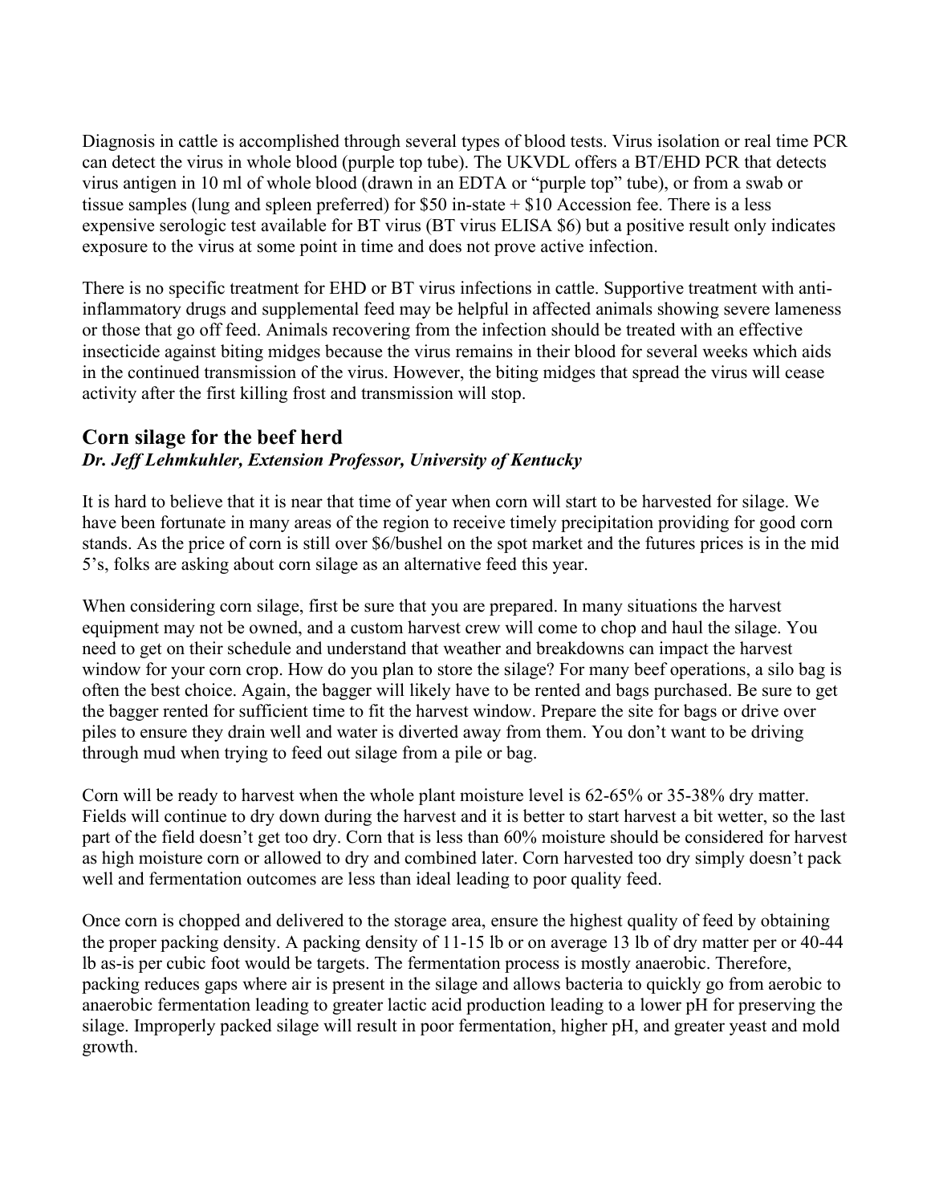Diagnosis in cattle is accomplished through several types of blood tests. Virus isolation or real time PCR can detect the virus in whole blood (purple top tube). The UKVDL offers a BT/EHD PCR that detects virus antigen in 10 ml of whole blood (drawn in an EDTA or "purple top" tube), or from a swab or tissue samples (lung and spleen preferred) for $50 in-state + $10 Accession fee. There is a less expensive serologic test available for BT virus (BT virus ELISA $6) but a positive result only indicates exposure to the virus at some point in time and does not prove active infection.

There is no specific treatment for EHD or BT virus infections in cattle. Supportive treatment with anti-inflammatory drugs and supplemental feed may be helpful in affected animals showing severe lameness or those that go off feed. Animals recovering from the infection should be treated with an effective insecticide against biting midges because the virus remains in their blood for several weeks which aids in the continued transmission of the virus. However, the biting midges that spread the virus will cease activity after the first killing frost and transmission will stop.

## Corn silage for the beef herd

***Dr. Jeff Lehmkuhler, Extension Professor, University of Kentucky***

It is hard to believe that it is near that time of year when corn will start to be harvested for silage. We have been fortunate in many areas of the region to receive timely precipitation providing for good corn stands. As the price of corn is still over $6/bushel on the spot market and the futures prices is in the mid 5's, folks are asking about corn silage as an alternative feed this year.

When considering corn silage, first be sure that you are prepared. In many situations the harvest equipment may not be owned, and a custom harvest crew will come to chop and haul the silage. You need to get on their schedule and understand that weather and breakdowns can impact the harvest window for your corn crop. How do you plan to store the silage? For many beef operations, a silo bag is often the best choice. Again, the bagger will likely have to be rented and bags purchased. Be sure to get the bagger rented for sufficient time to fit the harvest window. Prepare the site for bags or drive over piles to ensure they drain well and water is diverted away from them. You don't want to be driving through mud when trying to feed out silage from a pile or bag.

Corn will be ready to harvest when the whole plant moisture level is 62-65% or 35-38% dry matter. Fields will continue to dry down during the harvest and it is better to start harvest a bit wetter, so the last part of the field doesn't get too dry. Corn that is less than 60% moisture should be considered for harvest as high moisture corn or allowed to dry and combined later. Corn harvested too dry simply doesn't pack well and fermentation outcomes are less than ideal leading to poor quality feed.

Once corn is chopped and delivered to the storage area, ensure the highest quality of feed by obtaining the proper packing density. A packing density of 11-15 lb or on average 13 lb of dry matter per or 40-44 lb as-is per cubic foot would be targets. The fermentation process is mostly anaerobic. Therefore, packing reduces gaps where air is present in the silage and allows bacteria to quickly go from aerobic to anaerobic fermentation leading to greater lactic acid production leading to a lower pH for preserving the silage. Improperly packed silage will result in poor fermentation, higher pH, and greater yeast and mold growth.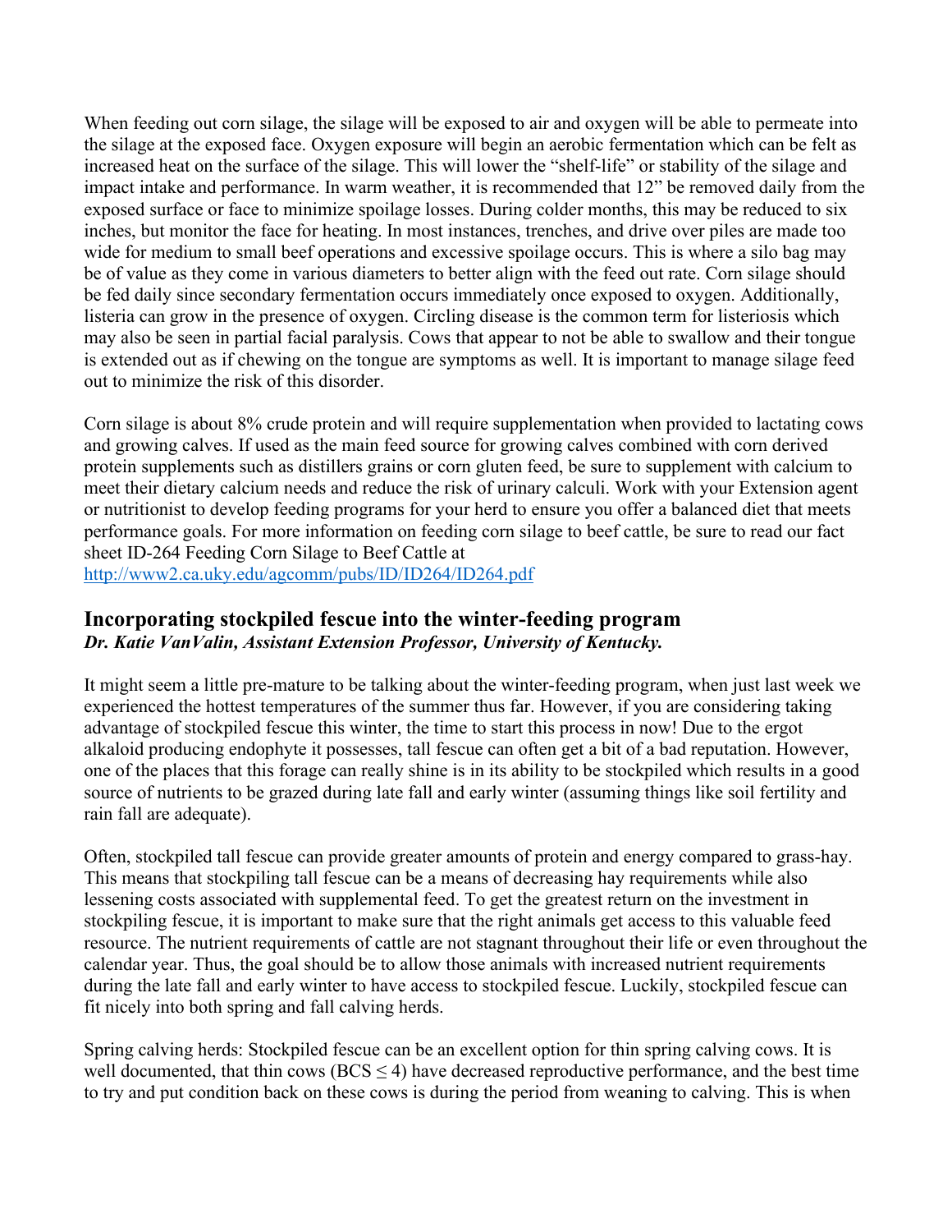When feeding out corn silage, the silage will be exposed to air and oxygen will be able to permeate into the silage at the exposed face. Oxygen exposure will begin an aerobic fermentation which can be felt as increased heat on the surface of the silage. This will lower the "shelf-life" or stability of the silage and impact intake and performance. In warm weather, it is recommended that 12" be removed daily from the exposed surface or face to minimize spoilage losses. During colder months, this may be reduced to six inches, but monitor the face for heating. In most instances, trenches, and drive over piles are made too wide for medium to small beef operations and excessive spoilage occurs. This is where a silo bag may be of value as they come in various diameters to better align with the feed out rate. Corn silage should be fed daily since secondary fermentation occurs immediately once exposed to oxygen. Additionally, listeria can grow in the presence of oxygen. Circling disease is the common term for listeriosis which may also be seen in partial facial paralysis. Cows that appear to not be able to swallow and their tongue is extended out as if chewing on the tongue are symptoms as well. It is important to manage silage feed out to minimize the risk of this disorder.

Corn silage is about 8% crude protein and will require supplementation when provided to lactating cows and growing calves. If used as the main feed source for growing calves combined with corn derived protein supplements such as distillers grains or corn gluten feed, be sure to supplement with calcium to meet their dietary calcium needs and reduce the risk of urinary calculi. Work with your Extension agent or nutritionist to develop feeding programs for your herd to ensure you offer a balanced diet that meets performance goals. For more information on feeding corn silage to beef cattle, be sure to read our fact sheet ID-264 Feeding Corn Silage to Beef Cattle at
http://www2.ca.uky.edu/agcomm/pubs/ID/ID264/ID264.pdf

## Incorporating stockpiled fescue into the winter-feeding program

***Dr. Katie VanValin, Assistant Extension Professor, University of Kentucky.***

It might seem a little pre-mature to be talking about the winter-feeding program, when just last week we experienced the hottest temperatures of the summer thus far. However, if you are considering taking advantage of stockpiled fescue this winter, the time to start this process in now! Due to the ergot alkaloid producing endophyte it possesses, tall fescue can often get a bit of a bad reputation. However, one of the places that this forage can really shine is in its ability to be stockpiled which results in a good source of nutrients to be grazed during late fall and early winter (assuming things like soil fertility and rain fall are adequate).

Often, stockpiled tall fescue can provide greater amounts of protein and energy compared to grass-hay. This means that stockpiling tall fescue can be a means of decreasing hay requirements while also lessening costs associated with supplemental feed. To get the greatest return on the investment in stockpiling fescue, it is important to make sure that the right animals get access to this valuable feed resource. The nutrient requirements of cattle are not stagnant throughout their life or even throughout the calendar year. Thus, the goal should be to allow those animals with increased nutrient requirements during the late fall and early winter to have access to stockpiled fescue. Luckily, stockpiled fescue can fit nicely into both spring and fall calving herds.

Spring calving herds: Stockpiled fescue can be an excellent option for thin spring calving cows. It is well documented, that thin cows (BCS $\leq 4$) have decreased reproductive performance, and the best time to try and put condition back on these cows is during the period from weaning to calving. This is when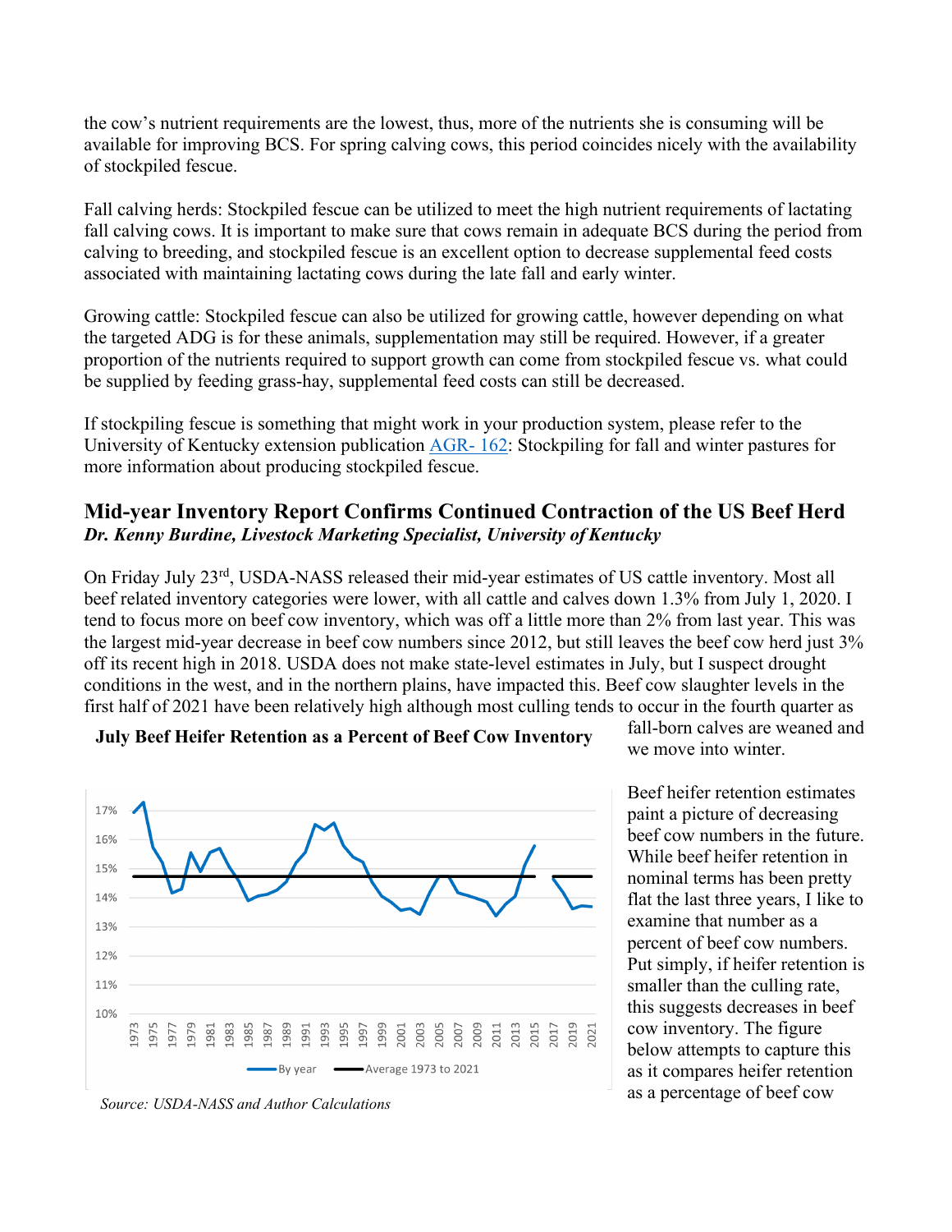the cow's nutrient requirements are the lowest, thus, more of the nutrients she is consuming will be available for improving BCS. For spring calving cows, this period coincides nicely with the availability of stockpiled fescue.

Fall calving herds: Stockpiled fescue can be utilized to meet the high nutrient requirements of lactating fall calving cows. It is important to make sure that cows remain in adequate BCS during the period from calving to breeding, and stockpiled fescue is an excellent option to decrease supplemental feed costs associated with maintaining lactating cows during the late fall and early winter.

Growing cattle: Stockpiled fescue can also be utilized for growing cattle, however depending on what the targeted ADG is for these animals, supplementation may still be required. However, if a greater proportion of the nutrients required to support growth can come from stockpiled fescue vs. what could be supplied by feeding grass-hay, supplemental feed costs can still be decreased.

If stockpiling fescue is something that might work in your production system, please refer to the University of Kentucky extension publication AGR- 162: Stockpiling for fall and winter pastures for more information about producing stockpiled fescue.

## Mid-year Inventory Report Confirms Continued Contraction of the US Beef Herd

***Dr. Kenny Burdine, Livestock Marketing Specialist, University of Kentucky***

On Friday July 23rd, USDA-NASS released their mid-year estimates of US cattle inventory. Most all beef related inventory categories were lower, with all cattle and calves down 1.3% from July 1, 2020. I tend to focus more on beef cow inventory, which was off a little more than 2% from last year. This was the largest mid-year decrease in beef cow numbers since 2012, but still leaves the beef cow herd just 3% off its recent high in 2018. USDA does not make state-level estimates in July, but I suspect drought conditions in the west, and in the northern plains, have impacted this. Beef cow slaughter levels in the first half of 2021 have been relatively high although most culling tends to occur in the fourth quarter as fall-born calves are weaned and we move into winter.

**July Beef Heifer Retention as a Percent of Beef Cow Inventory**

*Source: USDA-NASS and Author Calculations*

Beef heifer retention estimates paint a picture of decreasing beef cow numbers in the future. While beef heifer retention in nominal terms has been pretty flat the last three years, I like to examine that number as a percent of beef cow numbers. Put simply, if heifer retention is smaller than the culling rate, this suggests decreases in beef cow inventory. The figure below attempts to capture this as it compares heifer retention as a percentage of beef cow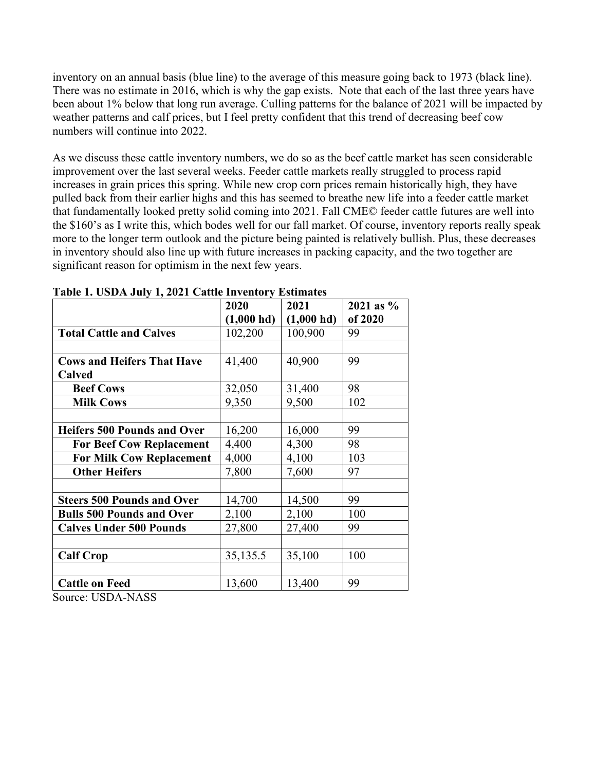inventory on an annual basis (blue line) to the average of this measure going back to 1973 (black line). There was no estimate in 2016, which is why the gap exists. Note that each of the last three years have been about 1% below that long run average. Culling patterns for the balance of 2021 will be impacted by weather patterns and calf prices, but I feel pretty confident that this trend of decreasing beef cow numbers will continue into 2022.

As we discuss these cattle inventory numbers, we do so as the beef cattle market has seen considerable improvement over the last several weeks. Feeder cattle markets really struggled to process rapid increases in grain prices this spring. While new crop corn prices remain historically high, they have pulled back from their earlier highs and this has seemed to breathe new life into a feeder cattle market that fundamentally looked pretty solid coming into 2021. Fall CME© feeder cattle futures are well into the $160's as I write this, which bodes well for our fall market. Of course, inventory reports really speak more to the longer term outlook and the picture being painted is relatively bullish. Plus, these decreases in inventory should also line up with future increases in packing capacity, and the two together are significant reason for optimism in the next few years.

**Table 1. USDA July 1, 2021 Cattle Inventory Estimates**

| | 2020 (1,000 hd) | 2021 (1,000 hd) | 2021 as % of 2020 |
|---|---|---|---|
| **Total Cattle and Calves** | 102,200 | 100,900 | 99 |
| | | | |
| **Cows and Heifers That Have Calved** | 41,400 | 40,900 | 99 |
| **Beef Cows** | 32,050 | 31,400 | 98 |
| **Milk Cows** | 9,350 | 9,500 | 102 |
| | | | |
| **Heifers 500 Pounds and Over** | 16,200 | 16,000 | 99 |
| **For Beef Cow Replacement** | 4,400 | 4,300 | 98 |
| **For Milk Cow Replacement** | 4,000 | 4,100 | 103 |
| **Other Heifers** | 7,800 | 7,600 | 97 |
| | | | |
| **Steers 500 Pounds and Over** | 14,700 | 14,500 | 99 |
| **Bulls 500 Pounds and Over** | 2,100 | 2,100 | 100 |
| **Calves Under 500 Pounds** | 27,800 | 27,400 | 99 |
| | | | |
| **Calf Crop** | 35,135.5 | 35,100 | 100 |
| | | | |
| **Cattle on Feed** | 13,600 | 13,400 | 99 |

Source: USDA-NASS